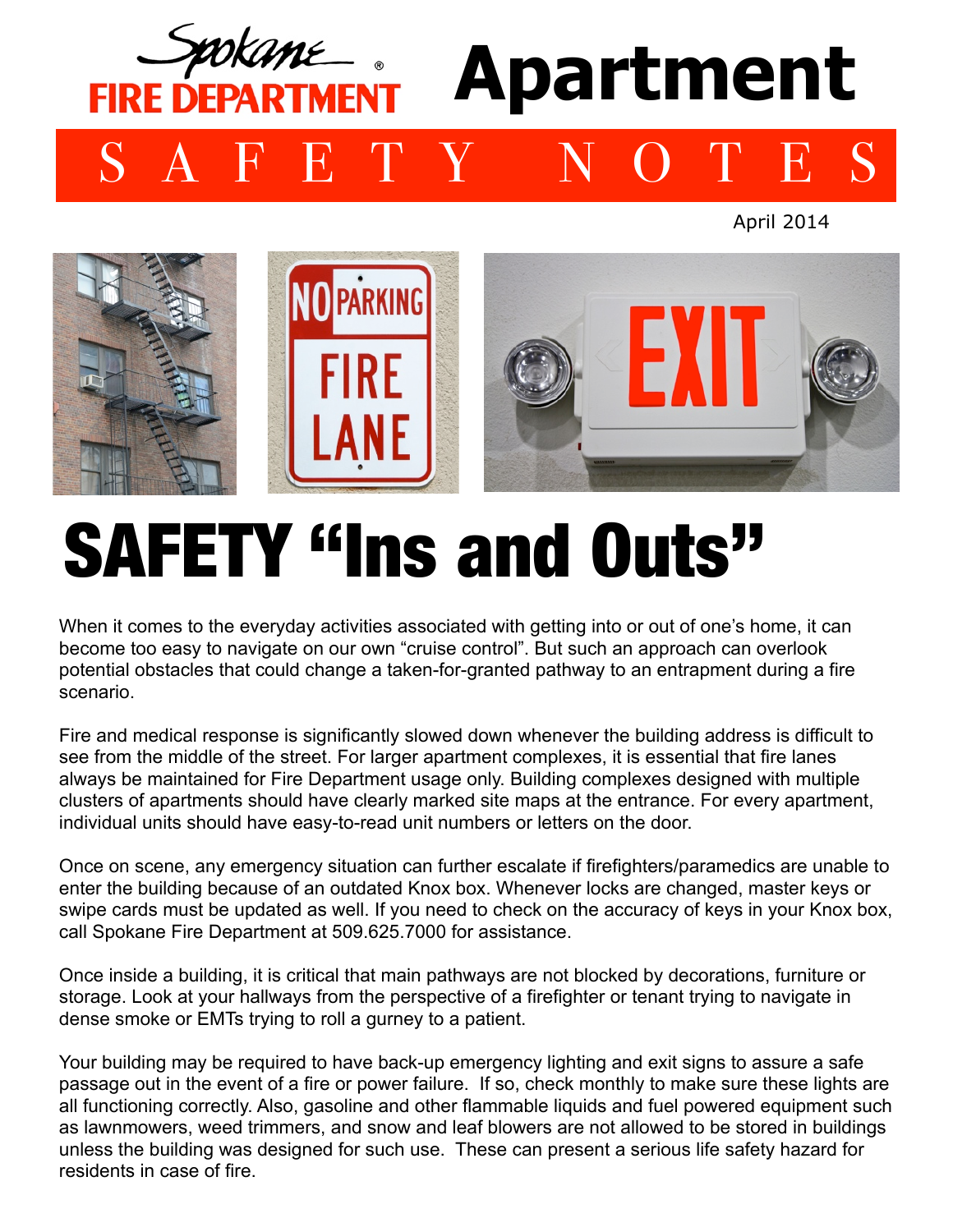# Spokane FIRE DEPARTMENT Apartment

## SAFETY NOTES

April 2014

# SAFETY "Ins and Outs"

When it comes to the everyday activities associated with getting into or out of one's home, it can become too easy to navigate on our own "cruise control". But such an approach can overlook potential obstacles that could change a taken-for-granted pathway to an entrapment during a fire scenario.

Fire and medical response is significantly slowed down whenever the building address is difficult to see from the middle of the street. For larger apartment complexes, it is essential that fire lanes always be maintained for Fire Department usage only. Building complexes designed with multiple clusters of apartments should have clearly marked site maps at the entrance. For every apartment, individual units should have easy-to-read unit numbers or letters on the door.

Once on scene, any emergency situation can further escalate if firefighters/paramedics are unable to enter the building because of an outdated Knox box. Whenever locks are changed, master keys or swipe cards must be updated as well. If you need to check on the accuracy of keys in your Knox box, call Spokane Fire Department at 509.625.7000 for assistance.

Once inside a building, it is critical that main pathways are not blocked by decorations, furniture or storage. Look at your hallways from the perspective of a firefighter or tenant trying to navigate in dense smoke or EMTs trying to roll a gurney to a patient.

Your building may be required to have back-up emergency lighting and exit signs to assure a safe passage out in the event of a fire or power failure. If so, check monthly to make sure these lights are all functioning correctly. Also, gasoline and other flammable liquids and fuel powered equipment such as lawnmowers, weed trimmers, and snow and leaf blowers are not allowed to be stored in buildings unless the building was designed for such use. These can present a serious life safety hazard for residents in case of fire.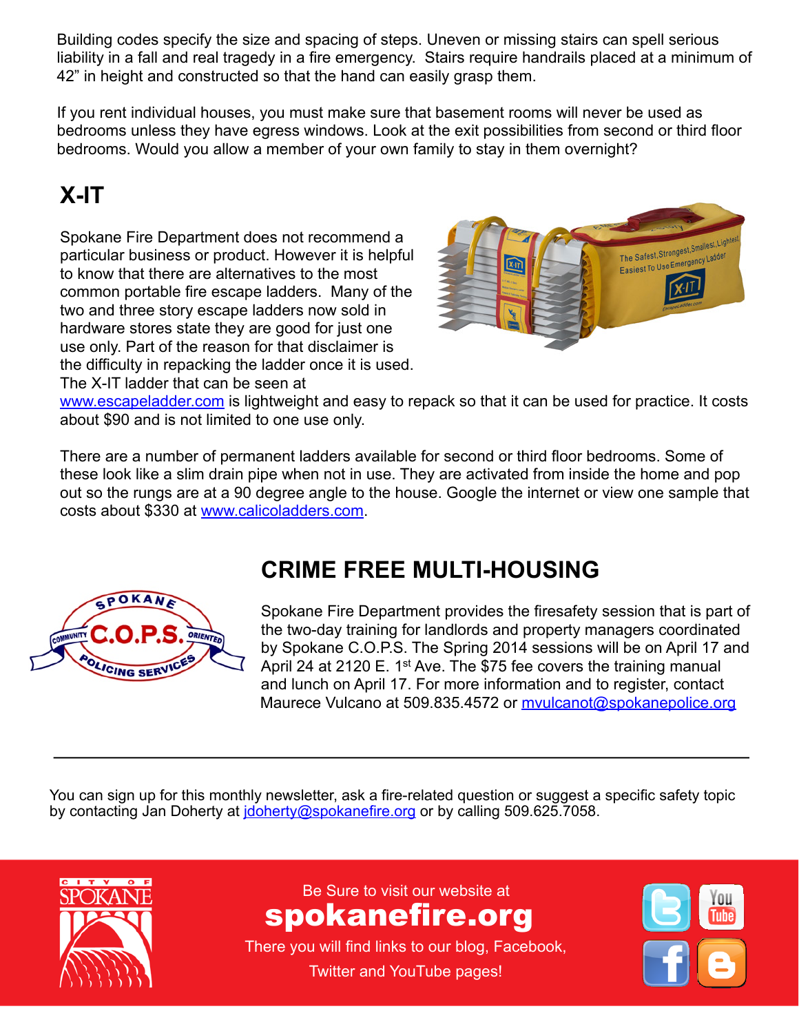Building codes specify the size and spacing of steps. Uneven or missing stairs can spell serious liability in a fall and real tragedy in a fire emergency.  Stairs require handrails placed at a minimum of 42" in height and constructed so that the hand can easily grasp them.

If you rent individual houses, you must make sure that basement rooms will never be used as bedrooms unless they have egress windows. Look at the exit possibilities from second or third floor bedrooms. Would you allow a member of your own family to stay in them overnight?

## X-IT

Spokane Fire Department does not recommend a particular business or product. However it is helpful to know that there are alternatives to the most common portable fire escape ladders.  Many of the two and three story escape ladders now sold in hardware stores state they are good for just one use only. Part of the reason for that disclaimer is the difficulty in repacking the ladder once it is used. The X-IT ladder that can be seen at www.escapeladder.com is lightweight and easy to repack so that it can be used for practice. It costs about $90 and is not limited to one use only.

There are a number of permanent ladders available for second or third floor bedrooms. Some of these look like a slim drain pipe when not in use. They are activated from inside the home and pop out so the rungs are at a 90 degree angle to the house. Google the internet or view one sample that costs about $330 at www.calicoladders.com.

## CRIME FREE MULTI-HOUSING

Spokane Fire Department provides the firesafety session that is part of the two-day training for landlords and property managers coordinated by Spokane C.O.P.S. The Spring 2014 sessions will be on April 17 and April 24 at 2120 E. 1st Ave. The $75 fee covers the training manual and lunch on April 17. For more information and to register, contact Maurece Vulcano at 509.835.4572 or mvulcanot@spokanepolice.org

---

You can sign up for this monthly newsletter, ask a fire-related question or suggest a specific safety topic by contacting Jan Doherty at jdoherty@spokanefire.org or by calling 509.625.7058.

Be Sure to visit our website at

**spokanefire.org**

There you will find links to our blog, Facebook, Twitter and YouTube pages!